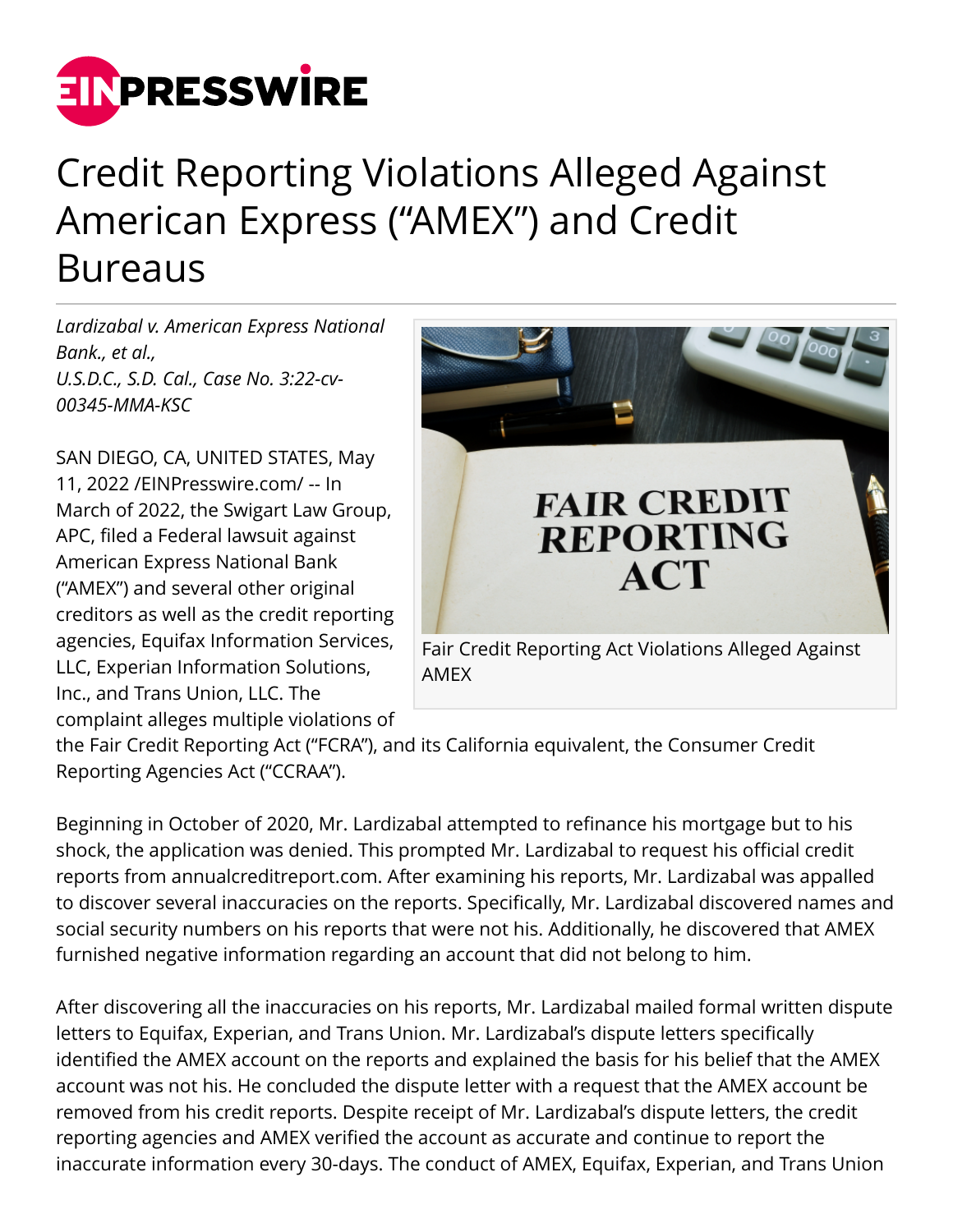# Credit Reporting Violations Alleged Against American Express ("AMEX") and Credit Bureaus

*Lardizabal v. American Express National Bank., et al.,*
*U.S.D.C., S.D. Cal., Case No. 3:22-cv-00345-MMA-KSC*

Fair Credit Reporting Act Violations Alleged Against AMEX

SAN DIEGO, CA, UNITED STATES, May 11, 2022 /EINPresswire.com/ -- In March of 2022, the Swigart Law Group, APC, filed a Federal lawsuit against American Express National Bank ("AMEX") and several other original creditors as well as the credit reporting agencies, Equifax Information Services, LLC, Experian Information Solutions, Inc., and Trans Union, LLC. The complaint alleges multiple violations of the Fair Credit Reporting Act ("FCRA"), and its California equivalent, the Consumer Credit Reporting Agencies Act ("CCRAA").

Beginning in October of 2020, Mr. Lardizabal attempted to refinance his mortgage but to his shock, the application was denied. This prompted Mr. Lardizabal to request his official credit reports from annualcreditreport.com. After examining his reports, Mr. Lardizabal was appalled to discover several inaccuracies on the reports. Specifically, Mr. Lardizabal discovered names and social security numbers on his reports that were not his. Additionally, he discovered that AMEX furnished negative information regarding an account that did not belong to him.

After discovering all the inaccuracies on his reports, Mr. Lardizabal mailed formal written dispute letters to Equifax, Experian, and Trans Union. Mr. Lardizabal's dispute letters specifically identified the AMEX account on the reports and explained the basis for his belief that the AMEX account was not his. He concluded the dispute letter with a request that the AMEX account be removed from his credit reports. Despite receipt of Mr. Lardizabal's dispute letters, the credit reporting agencies and AMEX verified the account as accurate and continue to report the inaccurate information every 30-days. The conduct of AMEX, Equifax, Experian, and Trans Union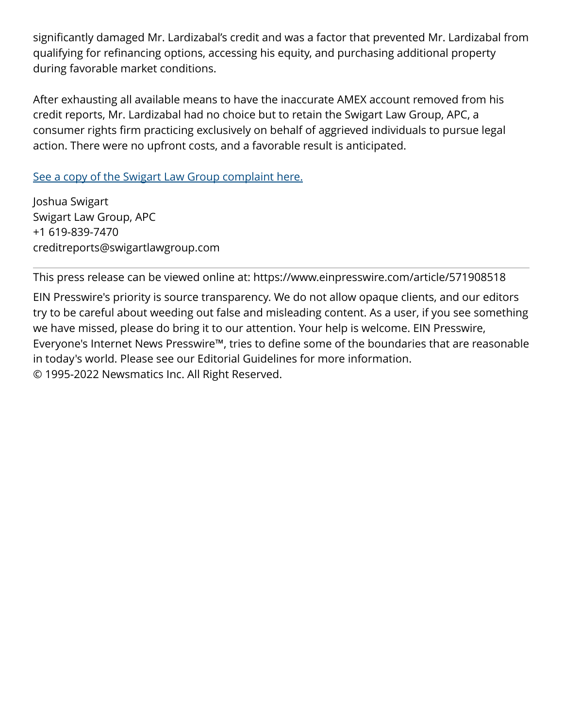significantly damaged Mr. Lardizabal's credit and was a factor that prevented Mr. Lardizabal from qualifying for refinancing options, accessing his equity, and purchasing additional property during favorable market conditions.

After exhausting all available means to have the inaccurate AMEX account removed from his credit reports, Mr. Lardizabal had no choice but to retain the Swigart Law Group, APC, a consumer rights firm practicing exclusively on behalf of aggrieved individuals to pursue legal action. There were no upfront costs, and a favorable result is anticipated.

See a copy of the Swigart Law Group complaint here.

Joshua Swigart
Swigart Law Group, APC
+1 619-839-7470
creditreports@swigartlawgroup.com

---

This press release can be viewed online at: https://www.einpresswire.com/article/571908518

EIN Presswire's priority is source transparency. We do not allow opaque clients, and our editors try to be careful about weeding out false and misleading content. As a user, if you see something we have missed, please do bring it to our attention. Your help is welcome. EIN Presswire, Everyone's Internet News Presswire™, tries to define some of the boundaries that are reasonable in today's world. Please see our Editorial Guidelines for more information.
© 1995-2022 Newsmatics Inc. All Right Reserved.